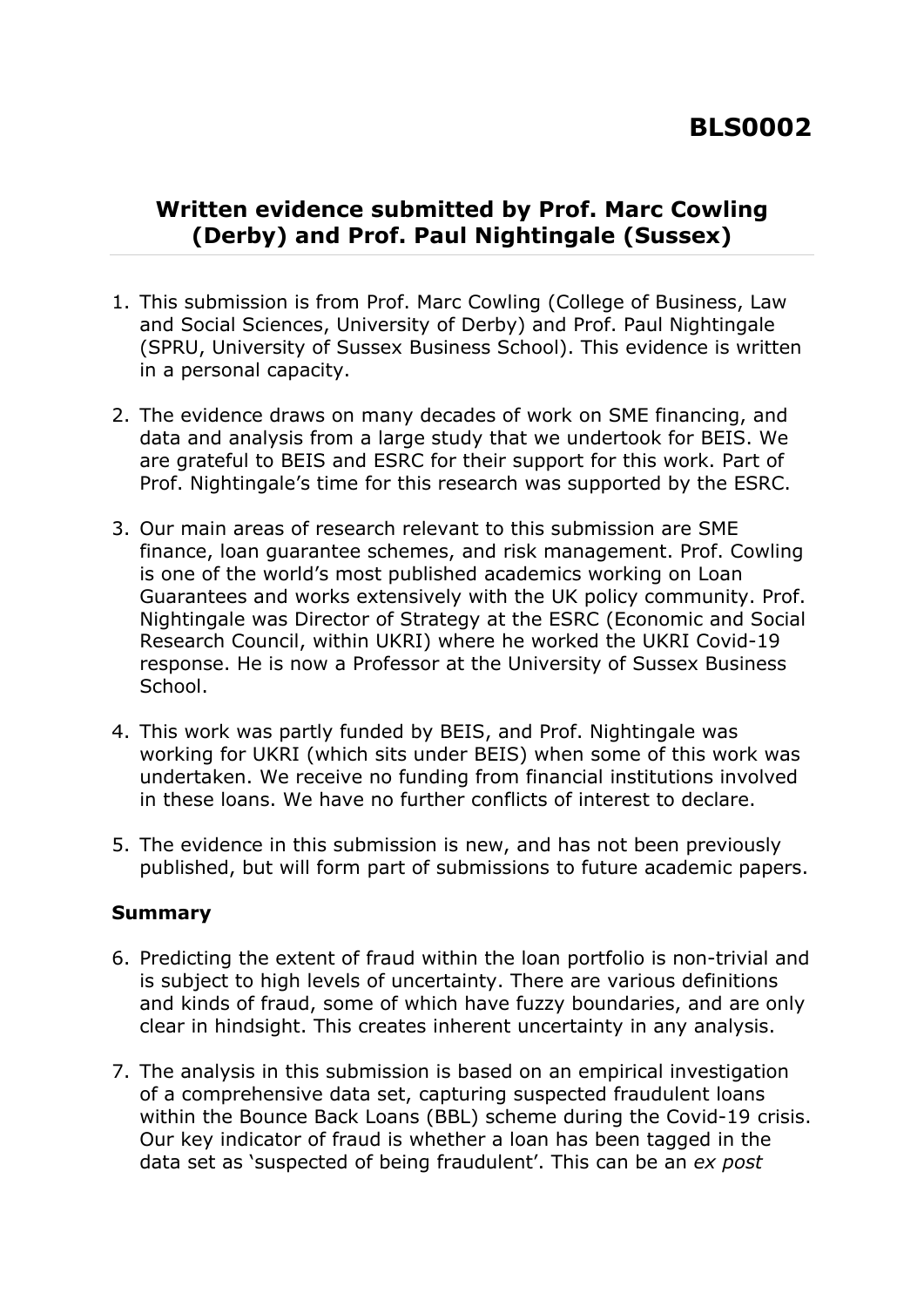# BLS0002

## Written evidence submitted by Prof. Marc Cowling (Derby) and Prof. Paul Nightingale (Sussex)

1. This submission is from Prof. Marc Cowling (College of Business, Law and Social Sciences, University of Derby) and Prof. Paul Nightingale (SPRU, University of Sussex Business School). This evidence is written in a personal capacity.

2. The evidence draws on many decades of work on SME financing, and data and analysis from a large study that we undertook for BEIS. We are grateful to BEIS and ESRC for their support for this work. Part of Prof. Nightingale's time for this research was supported by the ESRC.

3. Our main areas of research relevant to this submission are SME finance, loan guarantee schemes, and risk management. Prof. Cowling is one of the world's most published academics working on Loan Guarantees and works extensively with the UK policy community. Prof. Nightingale was Director of Strategy at the ESRC (Economic and Social Research Council, within UKRI) where he worked the UKRI Covid-19 response. He is now a Professor at the University of Sussex Business School.

4. This work was partly funded by BEIS, and Prof. Nightingale was working for UKRI (which sits under BEIS) when some of this work was undertaken. We receive no funding from financial institutions involved in these loans. We have no further conflicts of interest to declare.

5. The evidence in this submission is new, and has not been previously published, but will form part of submissions to future academic papers.

### Summary

6. Predicting the extent of fraud within the loan portfolio is non-trivial and is subject to high levels of uncertainty. There are various definitions and kinds of fraud, some of which have fuzzy boundaries, and are only clear in hindsight. This creates inherent uncertainty in any analysis.

7. The analysis in this submission is based on an empirical investigation of a comprehensive data set, capturing suspected fraudulent loans within the Bounce Back Loans (BBL) scheme during the Covid-19 crisis. Our key indicator of fraud is whether a loan has been tagged in the data set as 'suspected of being fraudulent'. This can be an *ex post*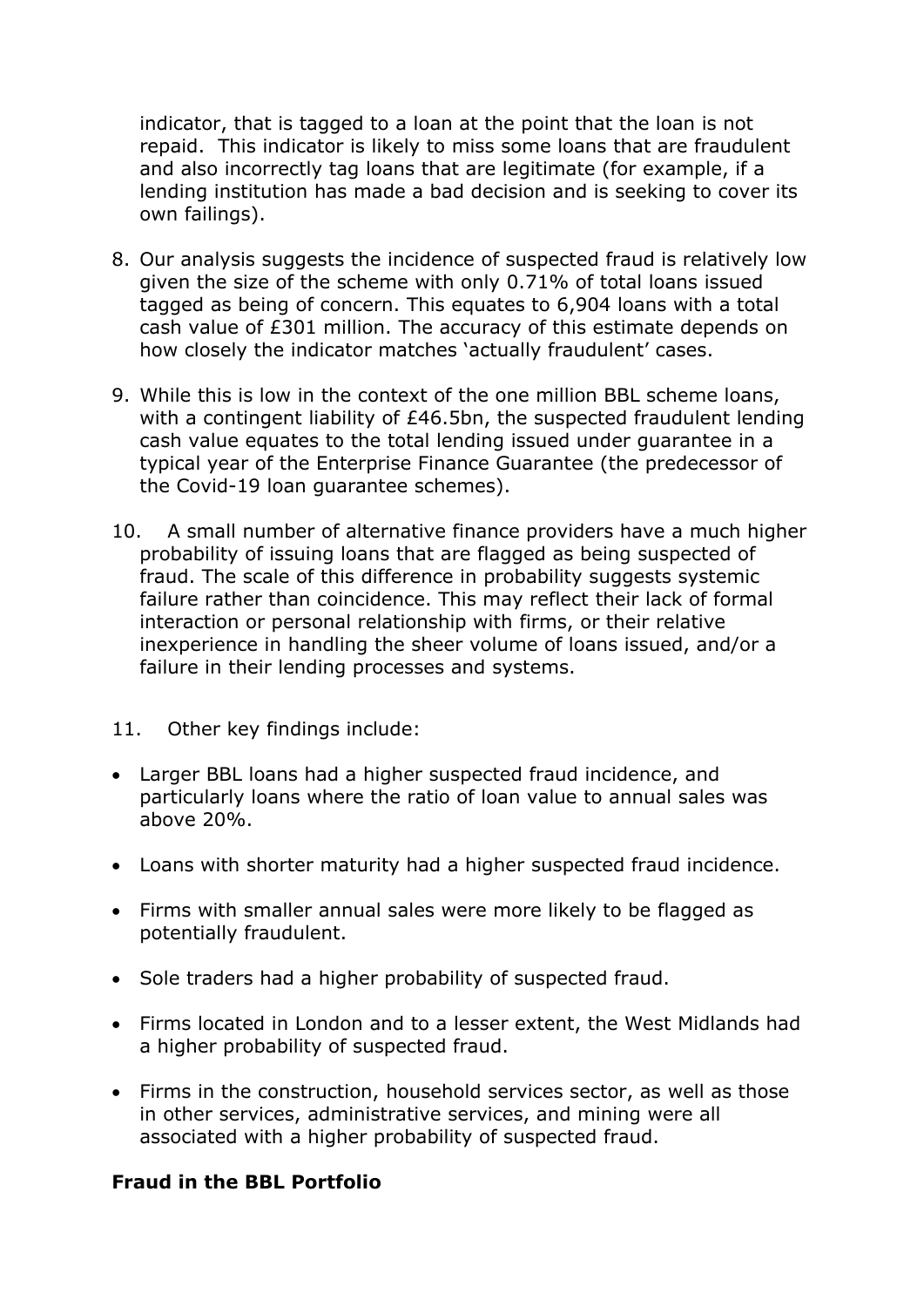indicator, that is tagged to a loan at the point that the loan is not repaid. This indicator is likely to miss some loans that are fraudulent and also incorrectly tag loans that are legitimate (for example, if a lending institution has made a bad decision and is seeking to cover its own failings).

8. Our analysis suggests the incidence of suspected fraud is relatively low given the size of the scheme with only 0.71% of total loans issued tagged as being of concern. This equates to 6,904 loans with a total cash value of £301 million. The accuracy of this estimate depends on how closely the indicator matches 'actually fraudulent' cases.

9. While this is low in the context of the one million BBL scheme loans, with a contingent liability of £46.5bn, the suspected fraudulent lending cash value equates to the total lending issued under guarantee in a typical year of the Enterprise Finance Guarantee (the predecessor of the Covid-19 loan guarantee schemes).

10. A small number of alternative finance providers have a much higher probability of issuing loans that are flagged as being suspected of fraud. The scale of this difference in probability suggests systemic failure rather than coincidence. This may reflect their lack of formal interaction or personal relationship with firms, or their relative inexperience in handling the sheer volume of loans issued, and/or a failure in their lending processes and systems.

11. Other key findings include:

- Larger BBL loans had a higher suspected fraud incidence, and particularly loans where the ratio of loan value to annual sales was above 20%.
- Loans with shorter maturity had a higher suspected fraud incidence.
- Firms with smaller annual sales were more likely to be flagged as potentially fraudulent.
- Sole traders had a higher probability of suspected fraud.
- Firms located in London and to a lesser extent, the West Midlands had a higher probability of suspected fraud.
- Firms in the construction, household services sector, as well as those in other services, administrative services, and mining were all associated with a higher probability of suspected fraud.

**Fraud in the BBL Portfolio**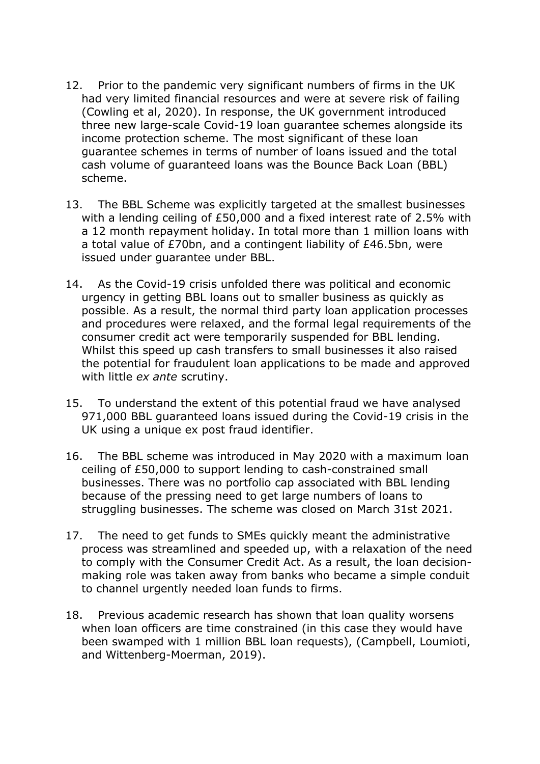12. Prior to the pandemic very significant numbers of firms in the UK had very limited financial resources and were at severe risk of failing (Cowling et al, 2020). In response, the UK government introduced three new large-scale Covid-19 loan guarantee schemes alongside its income protection scheme. The most significant of these loan guarantee schemes in terms of number of loans issued and the total cash volume of guaranteed loans was the Bounce Back Loan (BBL) scheme.

13. The BBL Scheme was explicitly targeted at the smallest businesses with a lending ceiling of £50,000 and a fixed interest rate of 2.5% with a 12 month repayment holiday. In total more than 1 million loans with a total value of £70bn, and a contingent liability of £46.5bn, were issued under guarantee under BBL.

14. As the Covid-19 crisis unfolded there was political and economic urgency in getting BBL loans out to smaller business as quickly as possible. As a result, the normal third party loan application processes and procedures were relaxed, and the formal legal requirements of the consumer credit act were temporarily suspended for BBL lending. Whilst this speed up cash transfers to small businesses it also raised the potential for fraudulent loan applications to be made and approved with little *ex ante* scrutiny.

15. To understand the extent of this potential fraud we have analysed 971,000 BBL guaranteed loans issued during the Covid-19 crisis in the UK using a unique ex post fraud identifier.

16. The BBL scheme was introduced in May 2020 with a maximum loan ceiling of £50,000 to support lending to cash-constrained small businesses. There was no portfolio cap associated with BBL lending because of the pressing need to get large numbers of loans to struggling businesses. The scheme was closed on March 31st 2021.

17. The need to get funds to SMEs quickly meant the administrative process was streamlined and speeded up, with a relaxation of the need to comply with the Consumer Credit Act. As a result, the loan decision-making role was taken away from banks who became a simple conduit to channel urgently needed loan funds to firms.

18. Previous academic research has shown that loan quality worsens when loan officers are time constrained (in this case they would have been swamped with 1 million BBL loan requests), (Campbell, Loumioti, and Wittenberg-Moerman, 2019).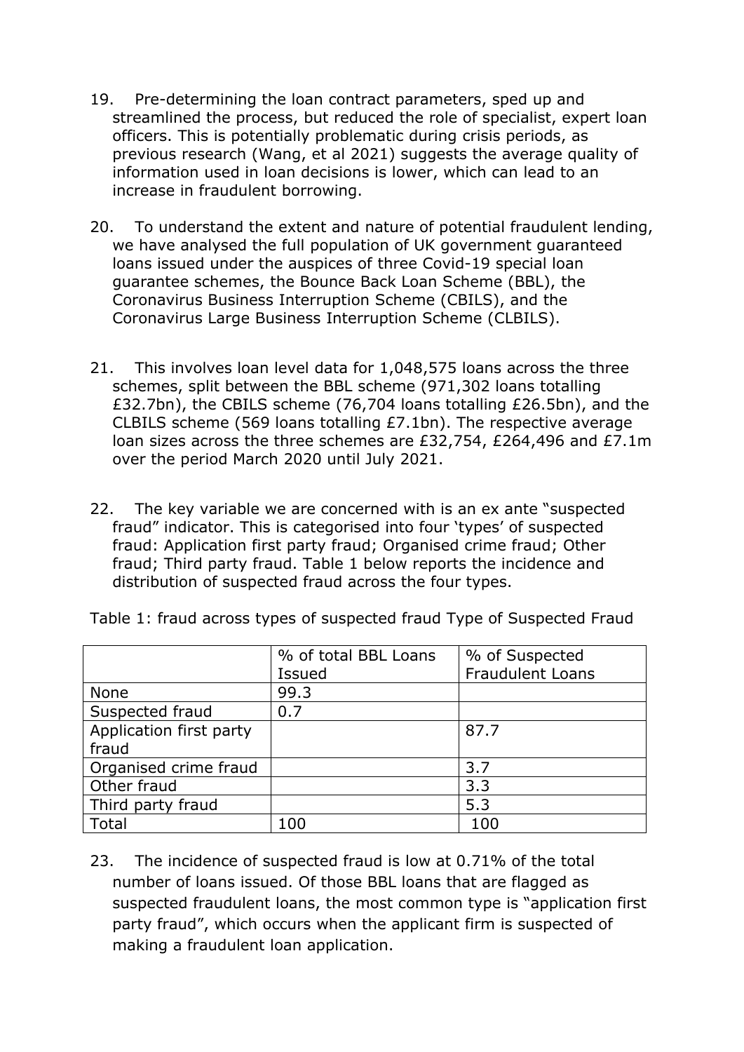19. Pre-determining the loan contract parameters, sped up and streamlined the process, but reduced the role of specialist, expert loan officers. This is potentially problematic during crisis periods, as previous research (Wang, et al 2021) suggests the average quality of information used in loan decisions is lower, which can lead to an increase in fraudulent borrowing.

20. To understand the extent and nature of potential fraudulent lending, we have analysed the full population of UK government guaranteed loans issued under the auspices of three Covid-19 special loan guarantee schemes, the Bounce Back Loan Scheme (BBL), the Coronavirus Business Interruption Scheme (CBILS), and the Coronavirus Large Business Interruption Scheme (CLBILS).

21. This involves loan level data for 1,048,575 loans across the three schemes, split between the BBL scheme (971,302 loans totalling £32.7bn), the CBILS scheme (76,704 loans totalling £26.5bn), and the CLBILS scheme (569 loans totalling £7.1bn). The respective average loan sizes across the three schemes are £32,754, £264,496 and £7.1m over the period March 2020 until July 2021.

22. The key variable we are concerned with is an ex ante "suspected fraud" indicator. This is categorised into four 'types' of suspected fraud: Application first party fraud; Organised crime fraud; Other fraud; Third party fraud. Table 1 below reports the incidence and distribution of suspected fraud across the four types.

Table 1: fraud across types of suspected fraud Type of Suspected Fraud

| | % of total BBL Loans Issued | % of Suspected Fraudulent Loans |
|---|---|---|
| None | 99.3 | |
| Suspected fraud | 0.7 | |
| Application first party fraud | | 87.7 |
| Organised crime fraud | | 3.7 |
| Other fraud | | 3.3 |
| Third party fraud | | 5.3 |
| Total | 100 | 100 |

23. The incidence of suspected fraud is low at 0.71% of the total number of loans issued. Of those BBL loans that are flagged as suspected fraudulent loans, the most common type is "application first party fraud", which occurs when the applicant firm is suspected of making a fraudulent loan application.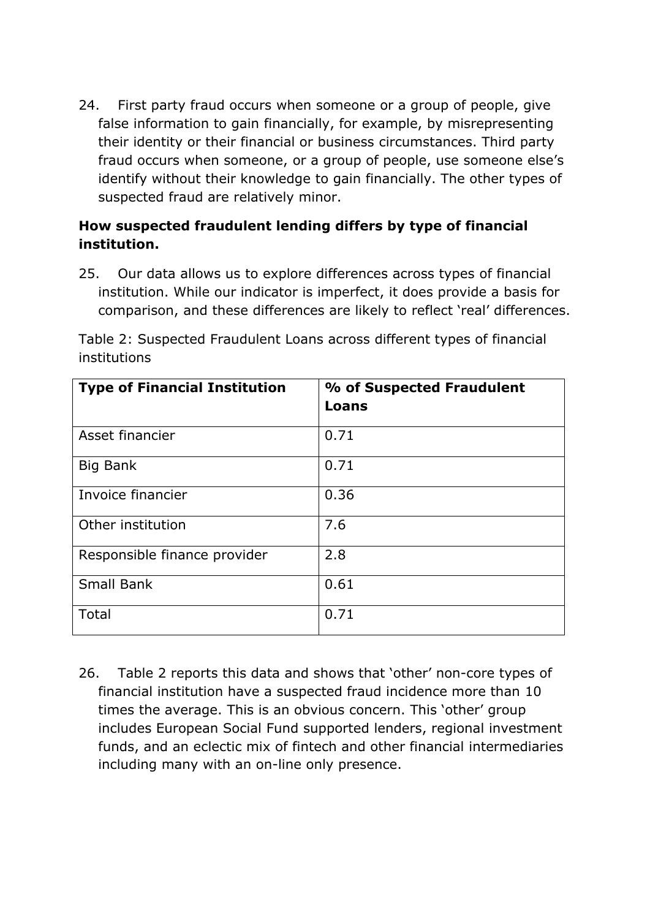24. First party fraud occurs when someone or a group of people, give false information to gain financially, for example, by misrepresenting their identity or their financial or business circumstances. Third party fraud occurs when someone, or a group of people, use someone else's identify without their knowledge to gain financially. The other types of suspected fraud are relatively minor.

**How suspected fraudulent lending differs by type of financial institution.**

25. Our data allows us to explore differences across types of financial institution. While our indicator is imperfect, it does provide a basis for comparison, and these differences are likely to reflect 'real' differences.

Table 2: Suspected Fraudulent Loans across different types of financial institutions

| Type of Financial Institution | % of Suspected Fraudulent Loans |
|---|---|
| Asset financier | 0.71 |
| Big Bank | 0.71 |
| Invoice financier | 0.36 |
| Other institution | 7.6 |
| Responsible finance provider | 2.8 |
| Small Bank | 0.61 |
| Total | 0.71 |

26. Table 2 reports this data and shows that 'other' non-core types of financial institution have a suspected fraud incidence more than 10 times the average. This is an obvious concern. This 'other' group includes European Social Fund supported lenders, regional investment funds, and an eclectic mix of fintech and other financial intermediaries including many with an on-line only presence.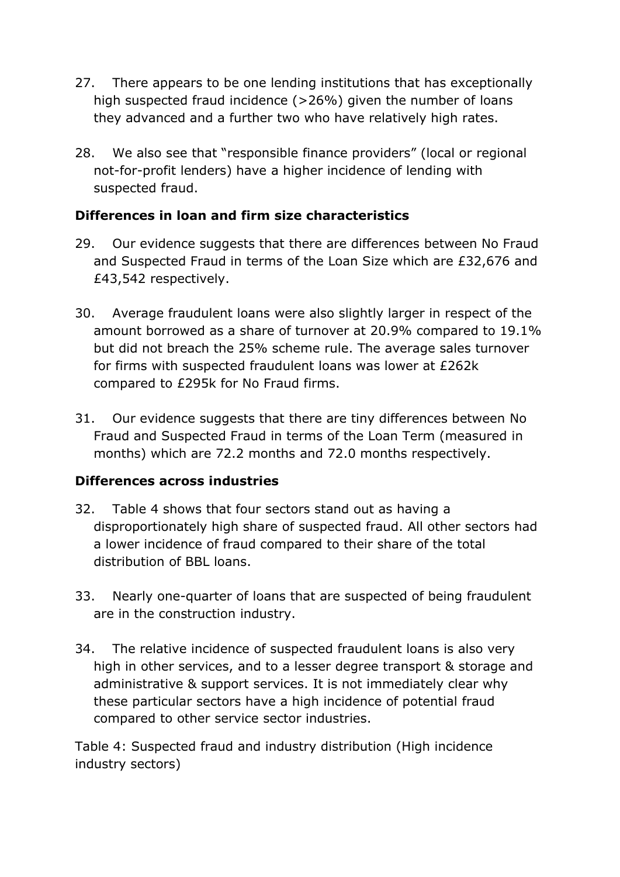27. There appears to be one lending institutions that has exceptionally high suspected fraud incidence (>26%) given the number of loans they advanced and a further two who have relatively high rates.

28. We also see that "responsible finance providers" (local or regional not-for-profit lenders) have a higher incidence of lending with suspected fraud.

### Differences in loan and firm size characteristics

29. Our evidence suggests that there are differences between No Fraud and Suspected Fraud in terms of the Loan Size which are £32,676 and £43,542 respectively.

30. Average fraudulent loans were also slightly larger in respect of the amount borrowed as a share of turnover at 20.9% compared to 19.1% but did not breach the 25% scheme rule. The average sales turnover for firms with suspected fraudulent loans was lower at £262k compared to £295k for No Fraud firms.

31. Our evidence suggests that there are tiny differences between No Fraud and Suspected Fraud in terms of the Loan Term (measured in months) which are 72.2 months and 72.0 months respectively.

### Differences across industries

32. Table 4 shows that four sectors stand out as having a disproportionately high share of suspected fraud. All other sectors had a lower incidence of fraud compared to their share of the total distribution of BBL loans.

33. Nearly one-quarter of loans that are suspected of being fraudulent are in the construction industry.

34. The relative incidence of suspected fraudulent loans is also very high in other services, and to a lesser degree transport & storage and administrative & support services. It is not immediately clear why these particular sectors have a high incidence of potential fraud compared to other service sector industries.

Table 4: Suspected fraud and industry distribution (High incidence industry sectors)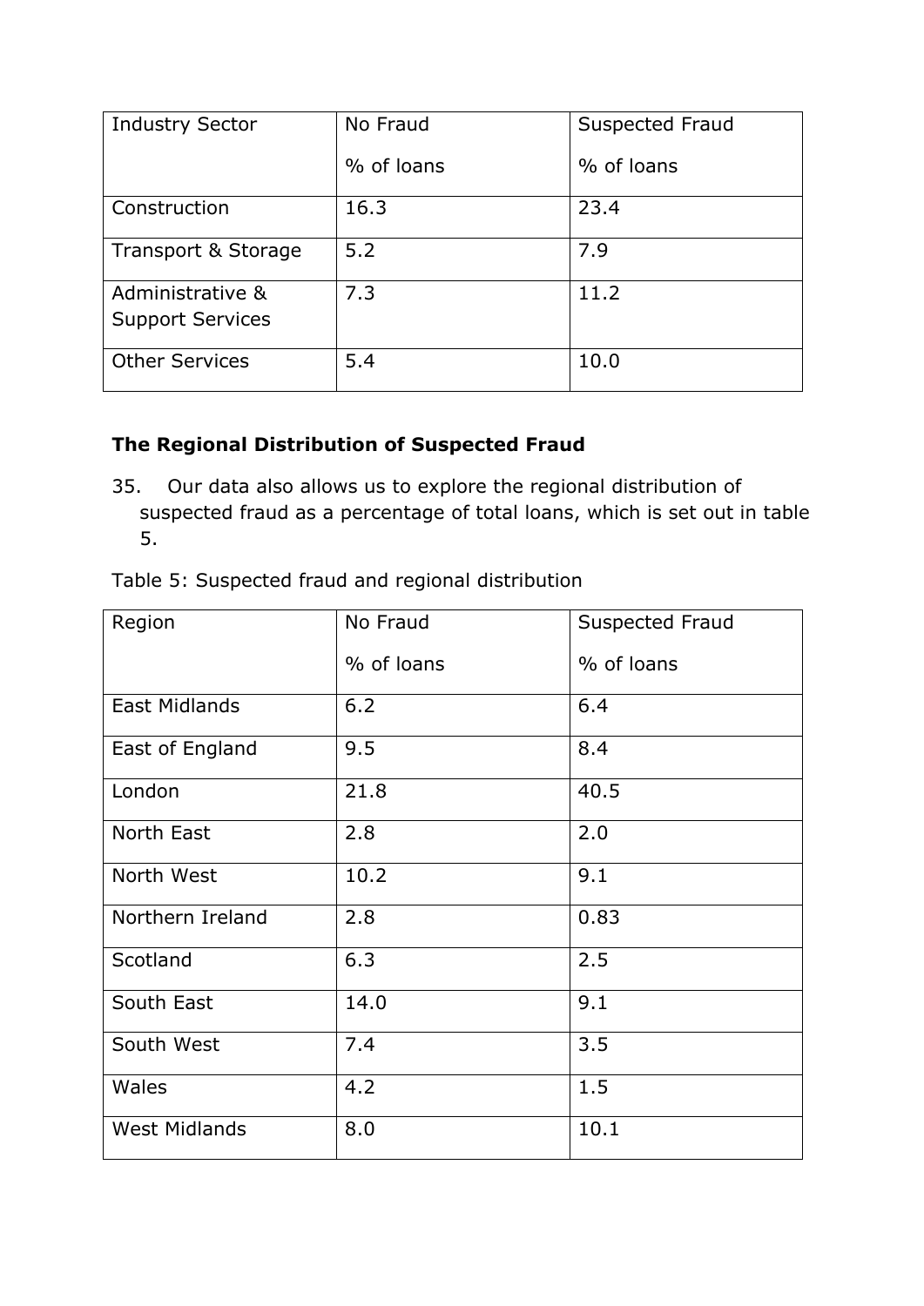| Industry Sector | No Fraud<br><br>% of loans | Suspected Fraud<br><br>% of loans |
|---|---|---|
| Construction | 16.3 | 23.4 |
| Transport & Storage | 5.2 | 7.9 |
| Administrative & Support Services | 7.3 | 11.2 |
| Other Services | 5.4 | 10.0 |

### The Regional Distribution of Suspected Fraud

35. Our data also allows us to explore the regional distribution of suspected fraud as a percentage of total loans, which is set out in table 5.

Table 5: Suspected fraud and regional distribution

| Region | No Fraud<br><br>% of loans | Suspected Fraud<br><br>% of loans |
|---|---|---|
| East Midlands | 6.2 | 6.4 |
| East of England | 9.5 | 8.4 |
| London | 21.8 | 40.5 |
| North East | 2.8 | 2.0 |
| North West | 10.2 | 9.1 |
| Northern Ireland | 2.8 | 0.83 |
| Scotland | 6.3 | 2.5 |
| South East | 14.0 | 9.1 |
| South West | 7.4 | 3.5 |
| Wales | 4.2 | 1.5 |
| West Midlands | 8.0 | 10.1 |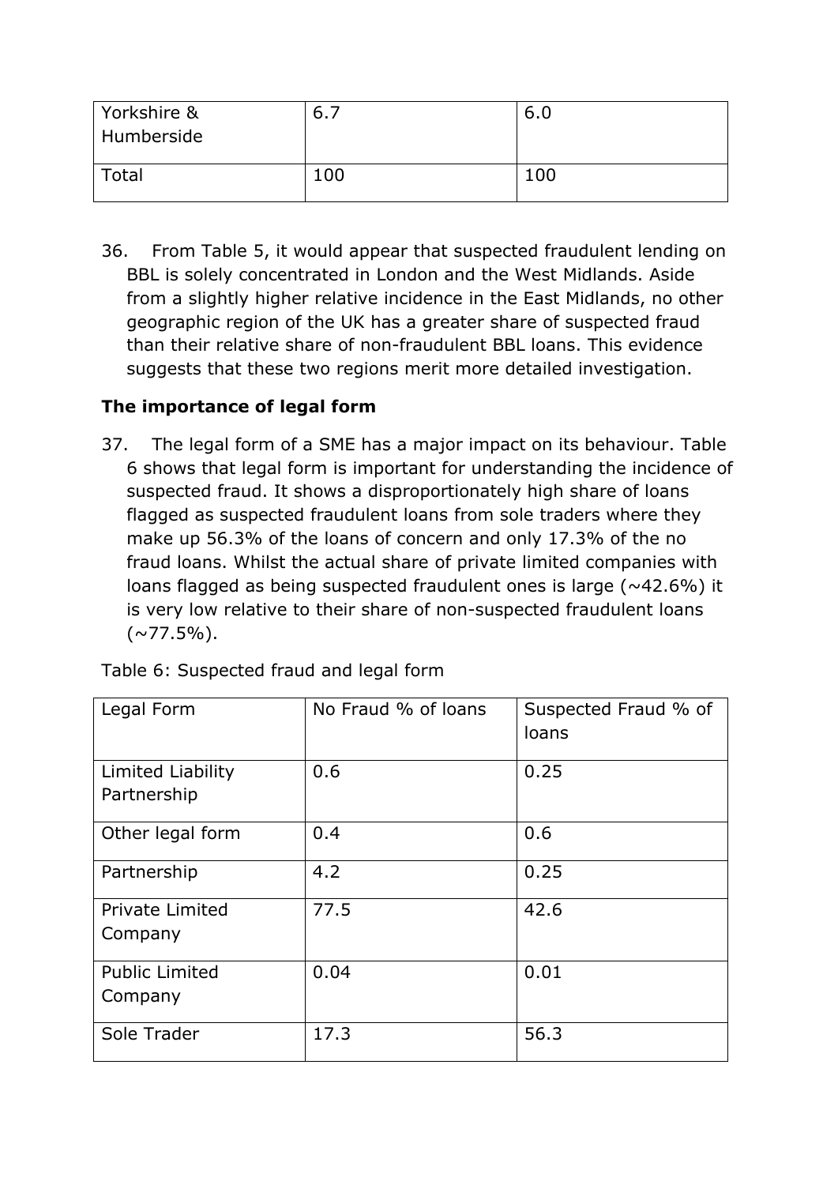| Yorkshire & Humberside | 6.7 | 6.0 |
|---|---|---|
| Total | 100 | 100 |

36. From Table 5, it would appear that suspected fraudulent lending on BBL is solely concentrated in London and the West Midlands. Aside from a slightly higher relative incidence in the East Midlands, no other geographic region of the UK has a greater share of suspected fraud than their relative share of non-fraudulent BBL loans. This evidence suggests that these two regions merit more detailed investigation.

**The importance of legal form**

37. The legal form of a SME has a major impact on its behaviour. Table 6 shows that legal form is important for understanding the incidence of suspected fraud. It shows a disproportionately high share of loans flagged as suspected fraudulent loans from sole traders where they make up 56.3% of the loans of concern and only 17.3% of the no fraud loans. Whilst the actual share of private limited companies with loans flagged as being suspected fraudulent ones is large (~42.6%) it is very low relative to their share of non-suspected fraudulent loans (~77.5%).

Table 6: Suspected fraud and legal form

| Legal Form | No Fraud % of loans | Suspected Fraud % of loans |
|---|---|---|
| Limited Liability Partnership | 0.6 | 0.25 |
| Other legal form | 0.4 | 0.6 |
| Partnership | 4.2 | 0.25 |
| Private Limited Company | 77.5 | 42.6 |
| Public Limited Company | 0.04 | 0.01 |
| Sole Trader | 17.3 | 56.3 |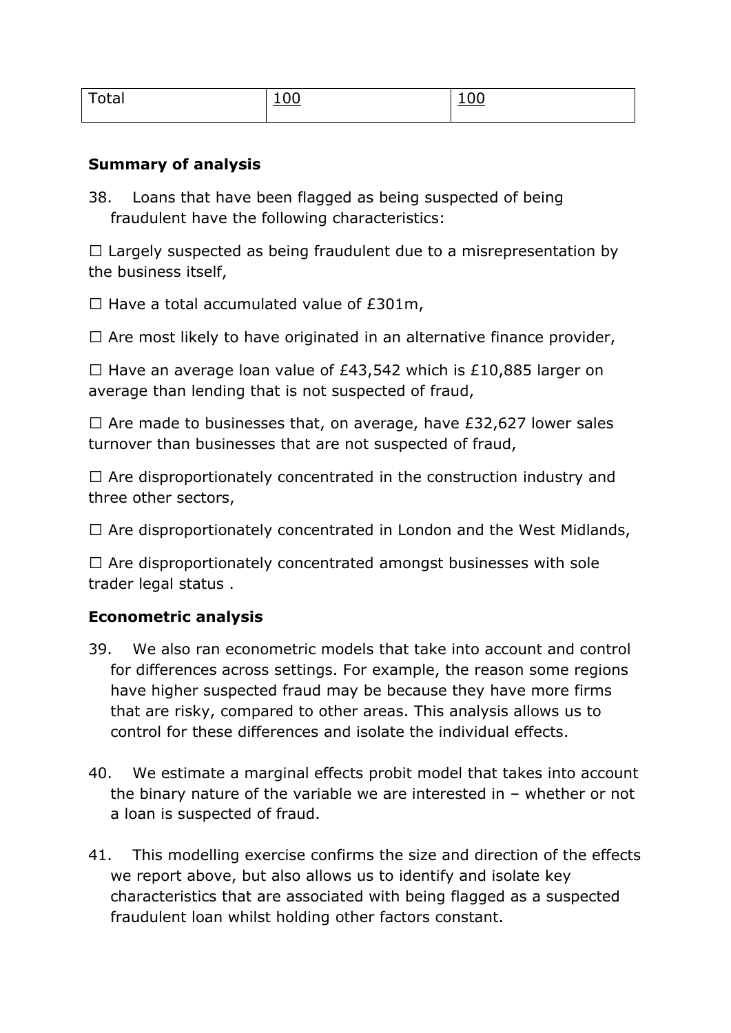| Total | 100 | 100 |
| --- | --- | --- |

**Summary of analysis**

38. Loans that have been flagged as being suspected of being fraudulent have the following characteristics:

☐ Largely suspected as being fraudulent due to a misrepresentation by the business itself,

☐ Have a total accumulated value of £301m,

☐ Are most likely to have originated in an alternative finance provider,

☐ Have an average loan value of £43,542 which is £10,885 larger on average than lending that is not suspected of fraud,

☐ Are made to businesses that, on average, have £32,627 lower sales turnover than businesses that are not suspected of fraud,

☐ Are disproportionately concentrated in the construction industry and three other sectors,

☐ Are disproportionately concentrated in London and the West Midlands,

☐ Are disproportionately concentrated amongst businesses with sole trader legal status .

**Econometric analysis**

39. We also ran econometric models that take into account and control for differences across settings. For example, the reason some regions have higher suspected fraud may be because they have more firms that are risky, compared to other areas. This analysis allows us to control for these differences and isolate the individual effects.

40. We estimate a marginal effects probit model that takes into account the binary nature of the variable we are interested in – whether or not a loan is suspected of fraud.

41. This modelling exercise confirms the size and direction of the effects we report above, but also allows us to identify and isolate key characteristics that are associated with being flagged as a suspected fraudulent loan whilst holding other factors constant.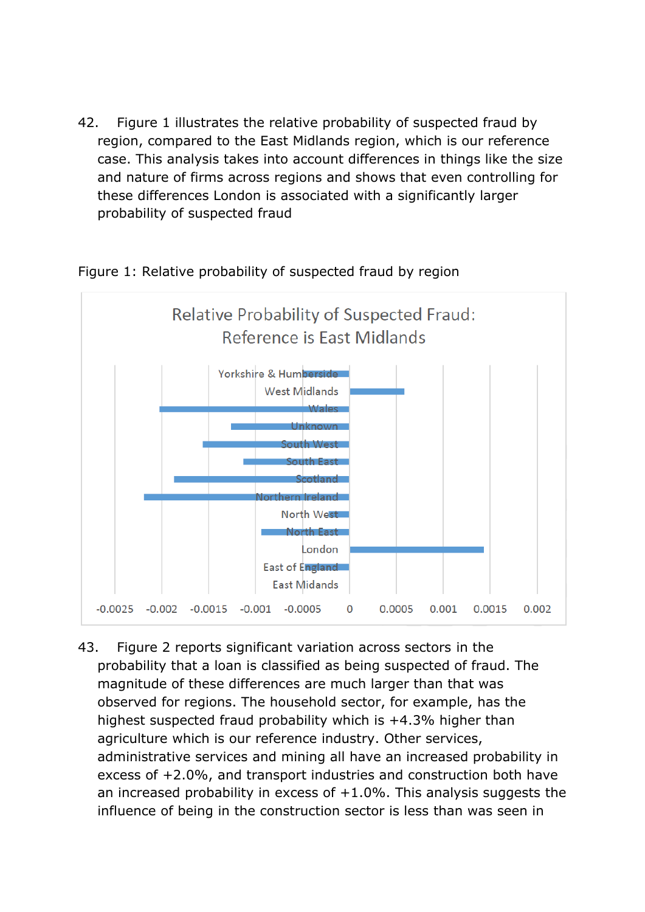42. Figure 1 illustrates the relative probability of suspected fraud by region, compared to the East Midlands region, which is our reference case. This analysis takes into account differences in things like the size and nature of firms across regions and shows that even controlling for these differences London is associated with a significantly larger probability of suspected fraud

Figure 1: Relative probability of suspected fraud by region

Relative Probability of Suspected Fraud: Reference is East Midlands

Yorkshire & Humberside, West Midlands, Wales, Unknown, South West, South East, Scotland, Northern Ireland, North West, North East, London, East of England, East Midands

-0.0025, -0.002, -0.0015, -0.001, -0.0005, 0, 0.0005, 0.001, 0.0015, 0.002

43. Figure 2 reports significant variation across sectors in the probability that a loan is classified as being suspected of fraud. The magnitude of these differences are much larger than that was observed for regions. The household sector, for example, has the highest suspected fraud probability which is +4.3% higher than agriculture which is our reference industry. Other services, administrative services and mining all have an increased probability in excess of +2.0%, and transport industries and construction both have an increased probability in excess of +1.0%. This analysis suggests the influence of being in the construction sector is less than was seen in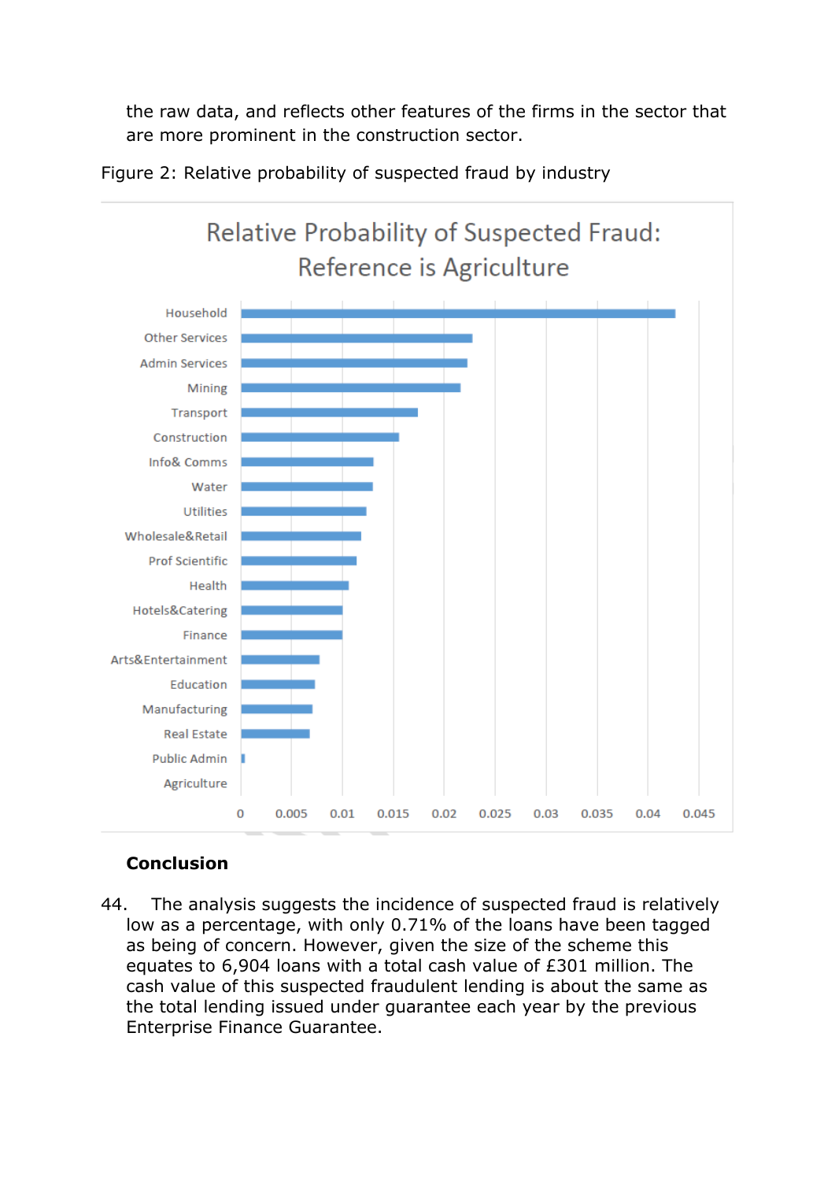the raw data, and reflects other features of the firms in the sector that are more prominent in the construction sector.

Figure 2: Relative probability of suspected fraud by industry

### Conclusion

44. The analysis suggests the incidence of suspected fraud is relatively low as a percentage, with only 0.71% of the loans have been tagged as being of concern. However, given the size of the scheme this equates to 6,904 loans with a total cash value of £301 million. The cash value of this suspected fraudulent lending is about the same as the total lending issued under guarantee each year by the previous Enterprise Finance Guarantee.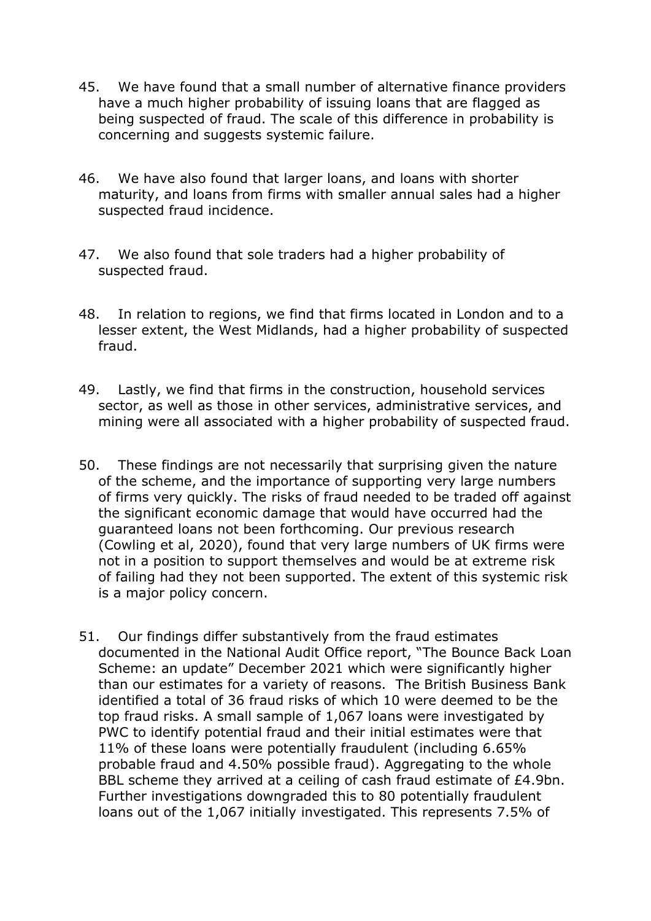45. We have found that a small number of alternative finance providers have a much higher probability of issuing loans that are flagged as being suspected of fraud. The scale of this difference in probability is concerning and suggests systemic failure.

46. We have also found that larger loans, and loans with shorter maturity, and loans from firms with smaller annual sales had a higher suspected fraud incidence.

47. We also found that sole traders had a higher probability of suspected fraud.

48. In relation to regions, we find that firms located in London and to a lesser extent, the West Midlands, had a higher probability of suspected fraud.

49. Lastly, we find that firms in the construction, household services sector, as well as those in other services, administrative services, and mining were all associated with a higher probability of suspected fraud.

50. These findings are not necessarily that surprising given the nature of the scheme, and the importance of supporting very large numbers of firms very quickly. The risks of fraud needed to be traded off against the significant economic damage that would have occurred had the guaranteed loans not been forthcoming. Our previous research (Cowling et al, 2020), found that very large numbers of UK firms were not in a position to support themselves and would be at extreme risk of failing had they not been supported. The extent of this systemic risk is a major policy concern.

51. Our findings differ substantively from the fraud estimates documented in the National Audit Office report, "The Bounce Back Loan Scheme: an update" December 2021 which were significantly higher than our estimates for a variety of reasons. The British Business Bank identified a total of 36 fraud risks of which 10 were deemed to be the top fraud risks. A small sample of 1,067 loans were investigated by PWC to identify potential fraud and their initial estimates were that 11% of these loans were potentially fraudulent (including 6.65% probable fraud and 4.50% possible fraud). Aggregating to the whole BBL scheme they arrived at a ceiling of cash fraud estimate of £4.9bn. Further investigations downgraded this to 80 potentially fraudulent loans out of the 1,067 initially investigated. This represents 7.5% of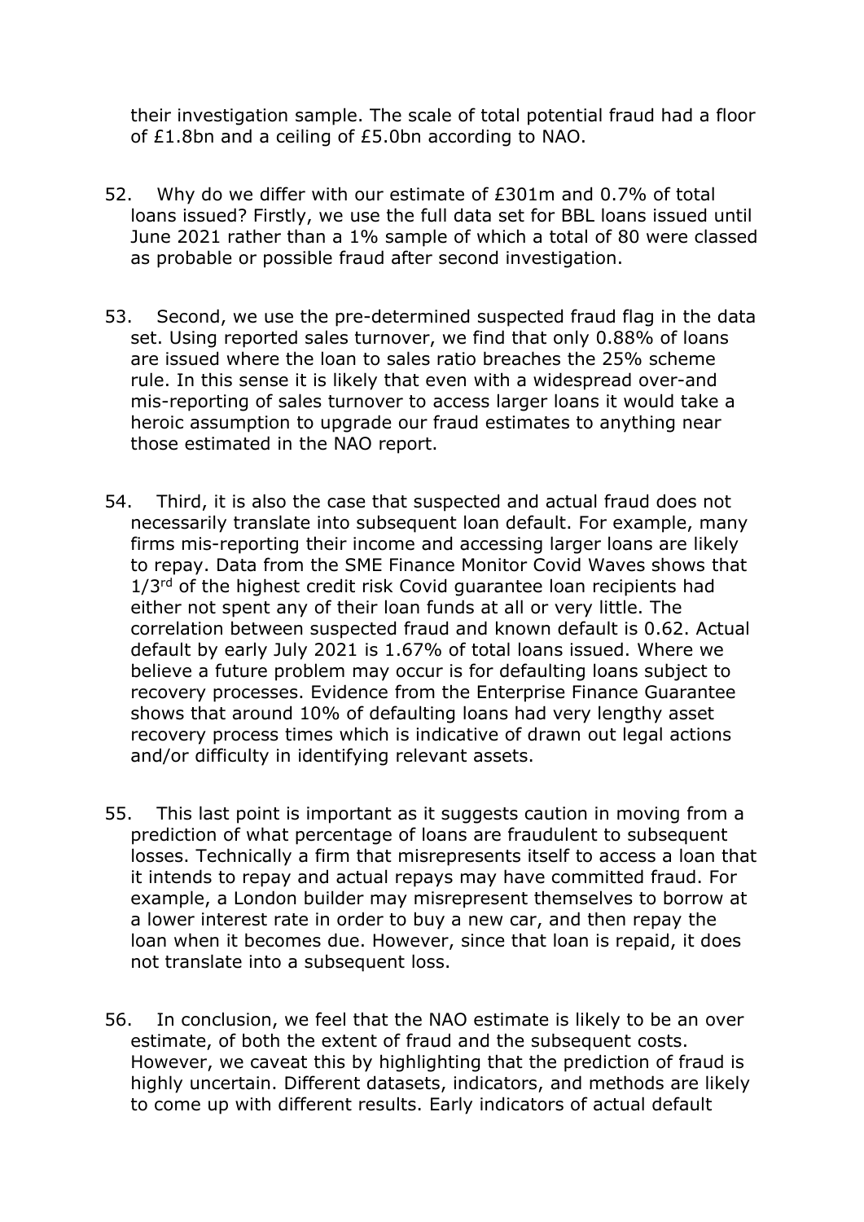their investigation sample. The scale of total potential fraud had a floor of £1.8bn and a ceiling of £5.0bn according to NAO.

52. Why do we differ with our estimate of £301m and 0.7% of total loans issued? Firstly, we use the full data set for BBL loans issued until June 2021 rather than a 1% sample of which a total of 80 were classed as probable or possible fraud after second investigation.

53. Second, we use the pre-determined suspected fraud flag in the data set. Using reported sales turnover, we find that only 0.88% of loans are issued where the loan to sales ratio breaches the 25% scheme rule. In this sense it is likely that even with a widespread over-and mis-reporting of sales turnover to access larger loans it would take a heroic assumption to upgrade our fraud estimates to anything near those estimated in the NAO report.

54. Third, it is also the case that suspected and actual fraud does not necessarily translate into subsequent loan default. For example, many firms mis-reporting their income and accessing larger loans are likely to repay. Data from the SME Finance Monitor Covid Waves shows that 1/3rd of the highest credit risk Covid guarantee loan recipients had either not spent any of their loan funds at all or very little. The correlation between suspected fraud and known default is 0.62. Actual default by early July 2021 is 1.67% of total loans issued. Where we believe a future problem may occur is for defaulting loans subject to recovery processes. Evidence from the Enterprise Finance Guarantee shows that around 10% of defaulting loans had very lengthy asset recovery process times which is indicative of drawn out legal actions and/or difficulty in identifying relevant assets.

55. This last point is important as it suggests caution in moving from a prediction of what percentage of loans are fraudulent to subsequent losses. Technically a firm that misrepresents itself to access a loan that it intends to repay and actual repays may have committed fraud. For example, a London builder may misrepresent themselves to borrow at a lower interest rate in order to buy a new car, and then repay the loan when it becomes due. However, since that loan is repaid, it does not translate into a subsequent loss.

56. In conclusion, we feel that the NAO estimate is likely to be an over estimate, of both the extent of fraud and the subsequent costs. However, we caveat this by highlighting that the prediction of fraud is highly uncertain. Different datasets, indicators, and methods are likely to come up with different results. Early indicators of actual default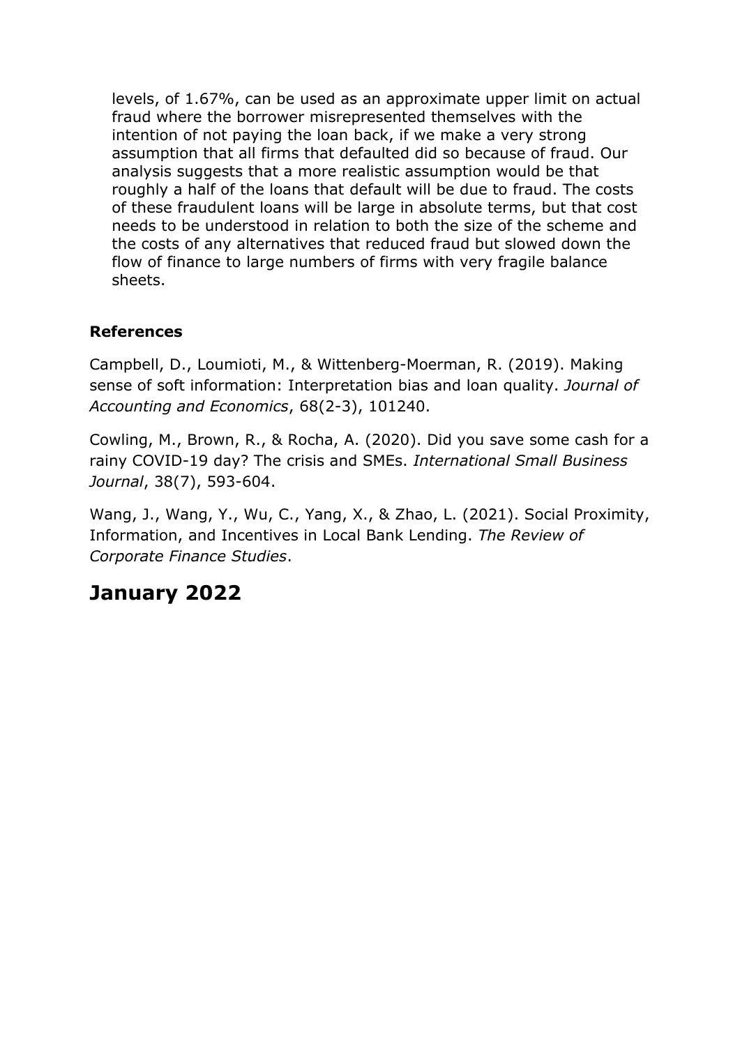levels, of 1.67%, can be used as an approximate upper limit on actual fraud where the borrower misrepresented themselves with the intention of not paying the loan back, if we make a very strong assumption that all firms that defaulted did so because of fraud. Our analysis suggests that a more realistic assumption would be that roughly a half of the loans that default will be due to fraud. The costs of these fraudulent loans will be large in absolute terms, but that cost needs to be understood in relation to both the size of the scheme and the costs of any alternatives that reduced fraud but slowed down the flow of finance to large numbers of firms with very fragile balance sheets.

### References

Campbell, D., Loumioti, M., & Wittenberg-Moerman, R. (2019). Making sense of soft information: Interpretation bias and loan quality. *Journal of Accounting and Economics*, 68(2-3), 101240.

Cowling, M., Brown, R., & Rocha, A. (2020). Did you save some cash for a rainy COVID-19 day? The crisis and SMEs. *International Small Business Journal*, 38(7), 593-604.

Wang, J., Wang, Y., Wu, C., Yang, X., & Zhao, L. (2021). Social Proximity, Information, and Incentives in Local Bank Lending. *The Review of Corporate Finance Studies*.

## January 2022